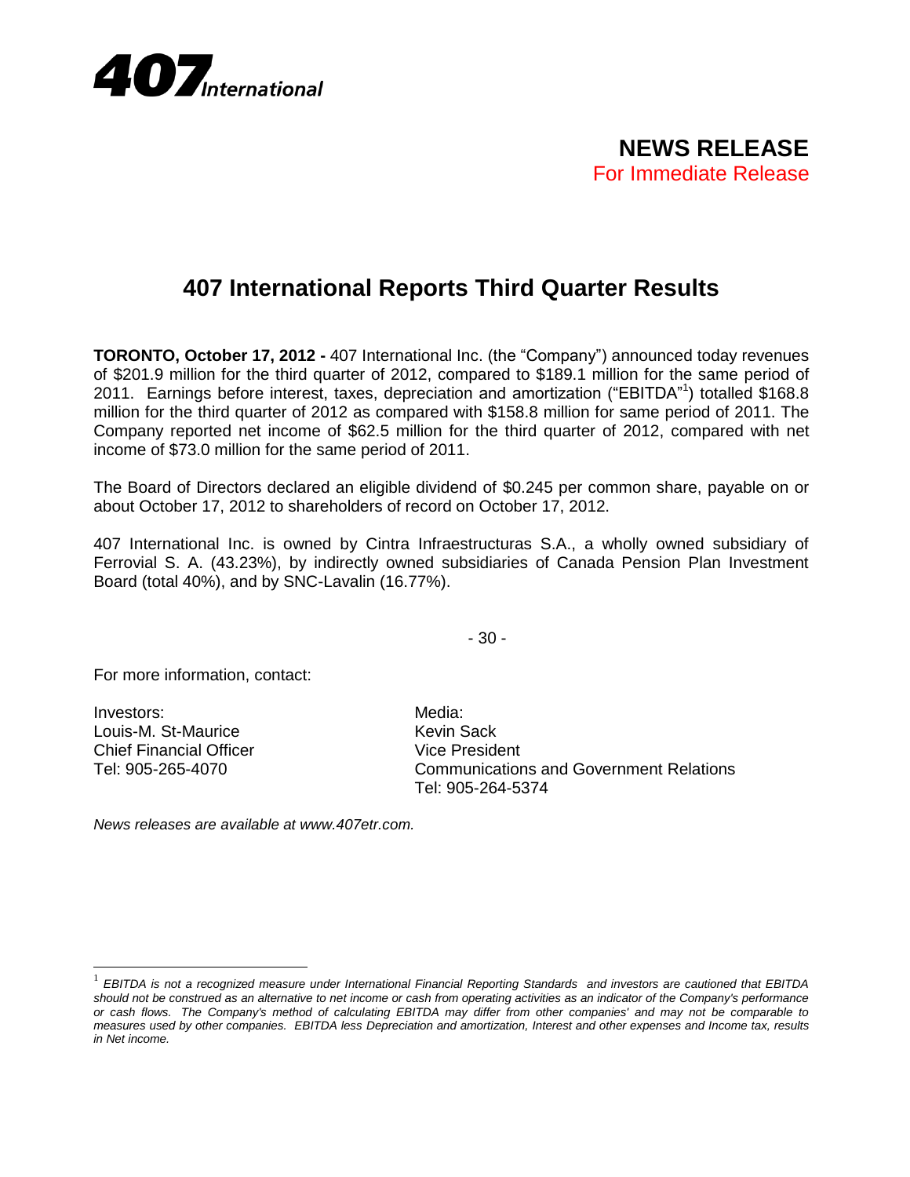**407** *International*

**NEWS RELEASE**
For Immediate Release

# 407 International Reports Third Quarter Results

**TORONTO, October 17, 2012 -** 407 International Inc. (the "Company") announced today revenues of $201.9 million for the third quarter of 2012, compared to $189.1 million for the same period of 2011. Earnings before interest, taxes, depreciation and amortization ("EBITDA"[1]) totalled $168.8 million for the third quarter of 2012 as compared with $158.8 million for same period of 2011. The Company reported net income of $62.5 million for the third quarter of 2012, compared with net income of $73.0 million for the same period of 2011.

The Board of Directors declared an eligible dividend of $0.245 per common share, payable on or about October 17, 2012 to shareholders of record on October 17, 2012.

407 International Inc. is owned by Cintra Infraestructuras S.A., a wholly owned subsidiary of Ferrovial S. A. (43.23%), by indirectly owned subsidiaries of Canada Pension Plan Investment Board (total 40%), and by SNC-Lavalin (16.77%).

\- 30 -

For more information, contact:

Investors:
Louis-M. St-Maurice
Chief Financial Officer
Tel: 905-265-4070

Media:
Kevin Sack
Vice President
Communications and Government Relations
Tel: 905-264-5374

*News releases are available at www.407etr.com.*

---

[1] *EBITDA is not a recognized measure under International Financial Reporting Standards and investors are cautioned that EBITDA should not be construed as an alternative to net income or cash from operating activities as an indicator of the Company's performance or cash flows. The Company's method of calculating EBITDA may differ from other companies' and may not be comparable to measures used by other companies. EBITDA less Depreciation and amortization, Interest and other expenses and Income tax, results in Net income.*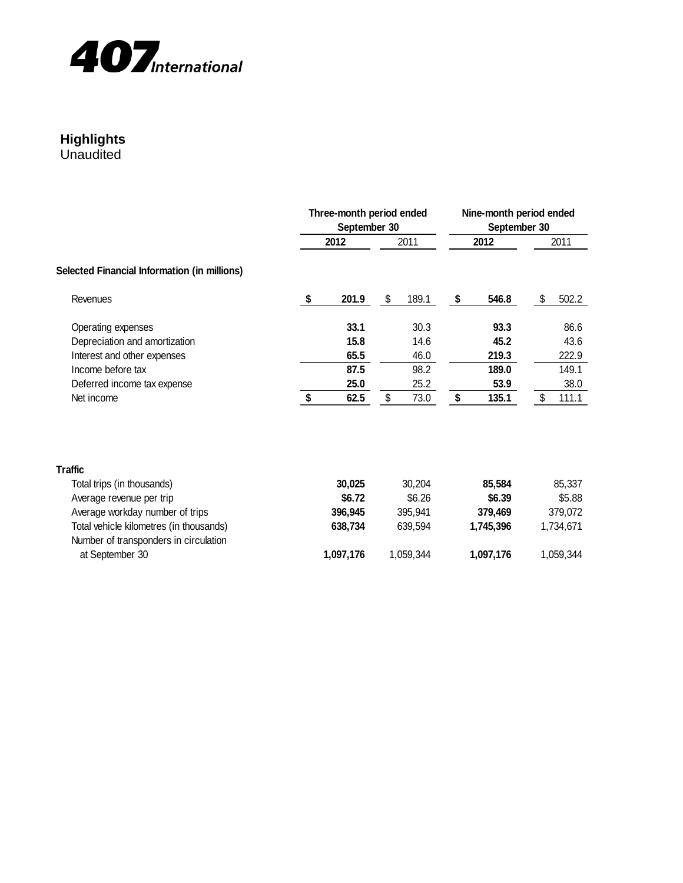407 International

## Highlights
Unaudited

| | Three-month period ended September 30 | | Nine-month period ended September 30 | |
|---|---|---|---|---|
| | **2012** | 2011 | **2012** | 2011 |
| **Selected Financial Information (in millions)** | | | | |
| Revenues | **$ 201.9** | $ 189.1 | **$ 546.8** | $ 502.2 |
| Operating expenses | **33.1** | 30.3 | **93.3** | 86.6 |
| Depreciation and amortization | **15.8** | 14.6 | **45.2** | 43.6 |
| Interest and other expenses | **65.5** | 46.0 | **219.3** | 222.9 |
| Income before tax | **87.5** | 98.2 | **189.0** | 149.1 |
| Deferred income tax expense | **25.0** | 25.2 | **53.9** | 38.0 |
| Net income | **$ 62.5** | $ 73.0 | **$ 135.1** | $ 111.1 |
| **Traffic** | | | | |
| Total trips (in thousands) | **30,025** | 30,204 | **85,584** | 85,337 |
| Average revenue per trip | **$6.72** | $6.26 | **$6.39** | $5.88 |
| Average workday number of trips | **396,945** | 395,941 | **379,469** | 379,072 |
| Total vehicle kilometres (in thousands) | **638,734** | 639,594 | **1,745,396** | 1,734,671 |
| Number of transponders in circulation at September 30 | **1,097,176** | 1,059,344 | **1,097,176** | 1,059,344 |